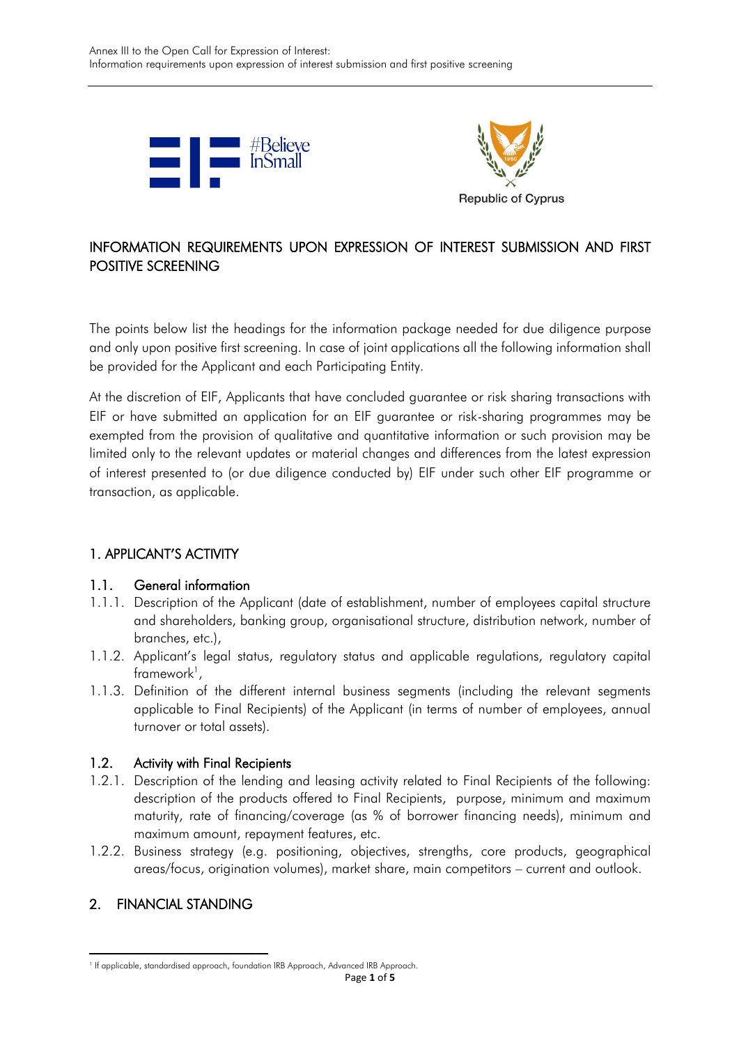# INFORMATION REQUIREMENTS UPON EXPRESSION OF INTEREST SUBMISSION AND FIRST POSITIVE SCREENING

The points below list the headings for the information package needed for due diligence purpose and only upon positive first screening. In case of joint applications all the following information shall be provided for the Applicant and each Participating Entity.

At the discretion of EIF, Applicants that have concluded guarantee or risk sharing transactions with EIF or have submitted an application for an EIF guarantee or risk-sharing programmes may be exempted from the provision of qualitative and quantitative information or such provision may be limited only to the relevant updates or material changes and differences from the latest expression of interest presented to (or due diligence conducted by) EIF under such other EIF programme or transaction, as applicable.

## 1. APPLICANT'S ACTIVITY

### 1.1. General information

1.1.1. Description of the Applicant (date of establishment, number of employees capital structure and shareholders, banking group, organisational structure, distribution network, number of branches, etc.),

1.1.2. Applicant's legal status, regulatory status and applicable regulations, regulatory capital framework[1],

1.1.3. Definition of the different internal business segments (including the relevant segments applicable to Final Recipients) of the Applicant (in terms of number of employees, annual turnover or total assets).

### 1.2. Activity with Final Recipients

1.2.1. Description of the lending and leasing activity related to Final Recipients of the following: description of the products offered to Final Recipients, purpose, minimum and maximum maturity, rate of financing/coverage (as % of borrower financing needs), minimum and maximum amount, repayment features, etc.

1.2.2. Business strategy (e.g. positioning, objectives, strengths, core products, geographical areas/focus, origination volumes), market share, main competitors – current and outlook.

## 2. FINANCIAL STANDING

[1] If applicable, standardised approach, foundation IRB Approach, Advanced IRB Approach.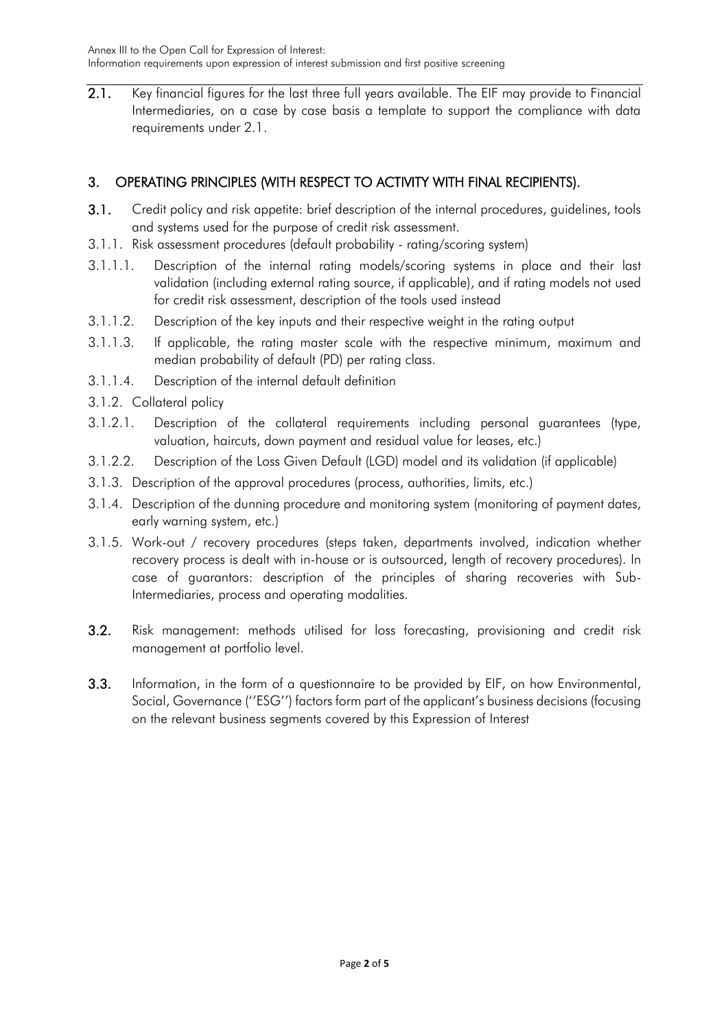**2.1.** Key financial figures for the last three full years available. The EIF may provide to Financial Intermediaries, on a case by case basis a template to support the compliance with data requirements under 2.1.

## 3. OPERATING PRINCIPLES (WITH RESPECT TO ACTIVITY WITH FINAL RECIPIENTS).

**3.1.** Credit policy and risk appetite: brief description of the internal procedures, guidelines, tools and systems used for the purpose of credit risk assessment.

3.1.1. Risk assessment procedures (default probability - rating/scoring system)

3.1.1.1. Description of the internal rating models/scoring systems in place and their last validation (including external rating source, if applicable), and if rating models not used for credit risk assessment, description of the tools used instead

3.1.1.2. Description of the key inputs and their respective weight in the rating output

3.1.1.3. If applicable, the rating master scale with the respective minimum, maximum and median probability of default (PD) per rating class.

3.1.1.4. Description of the internal default definition

3.1.2. Collateral policy

3.1.2.1. Description of the collateral requirements including personal guarantees (type, valuation, haircuts, down payment and residual value for leases, etc.)

3.1.2.2. Description of the Loss Given Default (LGD) model and its validation (if applicable)

3.1.3. Description of the approval procedures (process, authorities, limits, etc.)

3.1.4. Description of the dunning procedure and monitoring system (monitoring of payment dates, early warning system, etc.)

3.1.5. Work-out / recovery procedures (steps taken, departments involved, indication whether recovery process is dealt with in-house or is outsourced, length of recovery procedures). In case of guarantors: description of the principles of sharing recoveries with Sub-Intermediaries, process and operating modalities.

**3.2.** Risk management: methods utilised for loss forecasting, provisioning and credit risk management at portfolio level.

**3.3.** Information, in the form of a questionnaire to be provided by EIF, on how Environmental, Social, Governance (''ESG'') factors form part of the applicant's business decisions (focusing on the relevant business segments covered by this Expression of Interest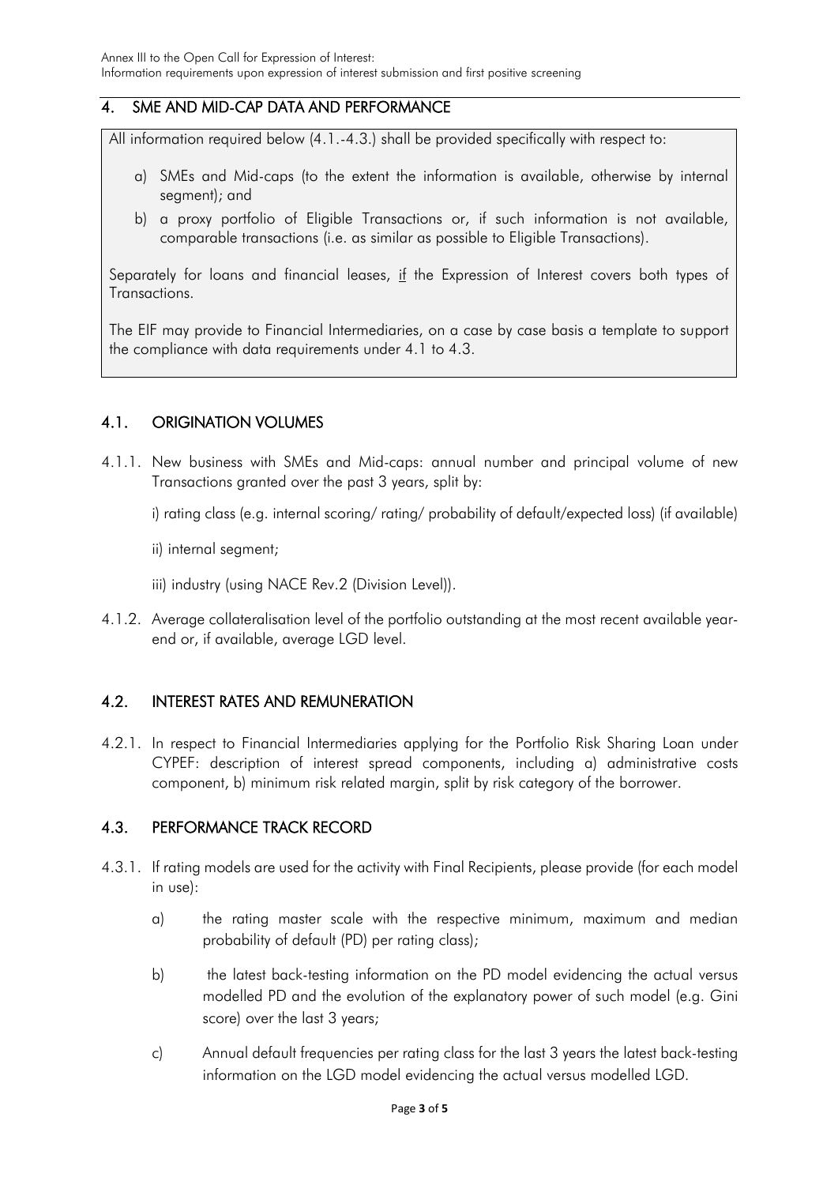## 4. SME AND MID-CAP DATA AND PERFORMANCE

All information required below (4.1.-4.3.) shall be provided specifically with respect to:

a) SMEs and Mid-caps (to the extent the information is available, otherwise by internal segment); and

b) a proxy portfolio of Eligible Transactions or, if such information is not available, comparable transactions (i.e. as similar as possible to Eligible Transactions).

Separately for loans and financial leases, if the Expression of Interest covers both types of Transactions.

The EIF may provide to Financial Intermediaries, on a case by case basis a template to support the compliance with data requirements under 4.1 to 4.3.

### 4.1. ORIGINATION VOLUMES

4.1.1. New business with SMEs and Mid-caps: annual number and principal volume of new Transactions granted over the past 3 years, split by:

i) rating class (e.g. internal scoring/ rating/ probability of default/expected loss) (if available)

ii) internal segment;

iii) industry (using NACE Rev.2 (Division Level)).

4.1.2. Average collateralisation level of the portfolio outstanding at the most recent available year-end or, if available, average LGD level.

### 4.2. INTEREST RATES AND REMUNERATION

4.2.1. In respect to Financial Intermediaries applying for the Portfolio Risk Sharing Loan under CYPEF: description of interest spread components, including a) administrative costs component, b) minimum risk related margin, split by risk category of the borrower.

### 4.3. PERFORMANCE TRACK RECORD

4.3.1. If rating models are used for the activity with Final Recipients, please provide (for each model in use):

a) the rating master scale with the respective minimum, maximum and median probability of default (PD) per rating class);

b) the latest back-testing information on the PD model evidencing the actual versus modelled PD and the evolution of the explanatory power of such model (e.g. Gini score) over the last 3 years;

c) Annual default frequencies per rating class for the last 3 years the latest back-testing information on the LGD model evidencing the actual versus modelled LGD.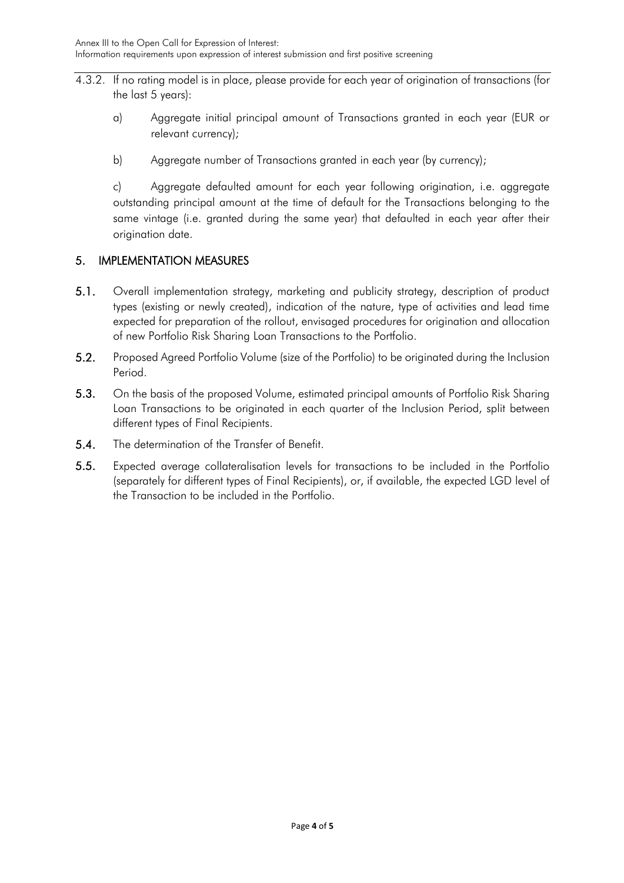4.3.2. If no rating model is in place, please provide for each year of origination of transactions (for the last 5 years):

a) Aggregate initial principal amount of Transactions granted in each year (EUR or relevant currency);

b) Aggregate number of Transactions granted in each year (by currency);

c) Aggregate defaulted amount for each year following origination, i.e. aggregate outstanding principal amount at the time of default for the Transactions belonging to the same vintage (i.e. granted during the same year) that defaulted in each year after their origination date.

## 5. IMPLEMENTATION MEASURES

**5.1.** Overall implementation strategy, marketing and publicity strategy, description of product types (existing or newly created), indication of the nature, type of activities and lead time expected for preparation of the rollout, envisaged procedures for origination and allocation of new Portfolio Risk Sharing Loan Transactions to the Portfolio.

**5.2.** Proposed Agreed Portfolio Volume (size of the Portfolio) to be originated during the Inclusion Period.

**5.3.** On the basis of the proposed Volume, estimated principal amounts of Portfolio Risk Sharing Loan Transactions to be originated in each quarter of the Inclusion Period, split between different types of Final Recipients.

**5.4.** The determination of the Transfer of Benefit.

**5.5.** Expected average collateralisation levels for transactions to be included in the Portfolio (separately for different types of Final Recipients), or, if available, the expected LGD level of the Transaction to be included in the Portfolio.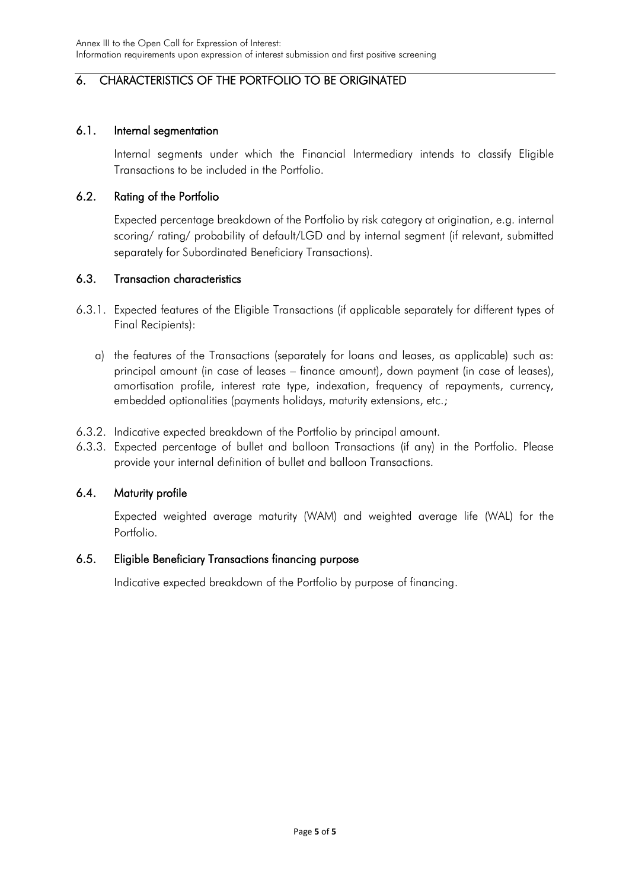## 6. CHARACTERISTICS OF THE PORTFOLIO TO BE ORIGINATED

### 6.1. Internal segmentation

Internal segments under which the Financial Intermediary intends to classify Eligible Transactions to be included in the Portfolio.

### 6.2. Rating of the Portfolio

Expected percentage breakdown of the Portfolio by risk category at origination, e.g. internal scoring/ rating/ probability of default/LGD and by internal segment (if relevant, submitted separately for Subordinated Beneficiary Transactions).

### 6.3. Transaction characteristics

6.3.1. Expected features of the Eligible Transactions (if applicable separately for different types of Final Recipients):

a) the features of the Transactions (separately for loans and leases, as applicable) such as: principal amount (in case of leases – finance amount), down payment (in case of leases), amortisation profile, interest rate type, indexation, frequency of repayments, currency, embedded optionalities (payments holidays, maturity extensions, etc.;

6.3.2. Indicative expected breakdown of the Portfolio by principal amount.

6.3.3. Expected percentage of bullet and balloon Transactions (if any) in the Portfolio. Please provide your internal definition of bullet and balloon Transactions.

### 6.4. Maturity profile

Expected weighted average maturity (WAM) and weighted average life (WAL) for the Portfolio.

### 6.5. Eligible Beneficiary Transactions financing purpose

Indicative expected breakdown of the Portfolio by purpose of financing.